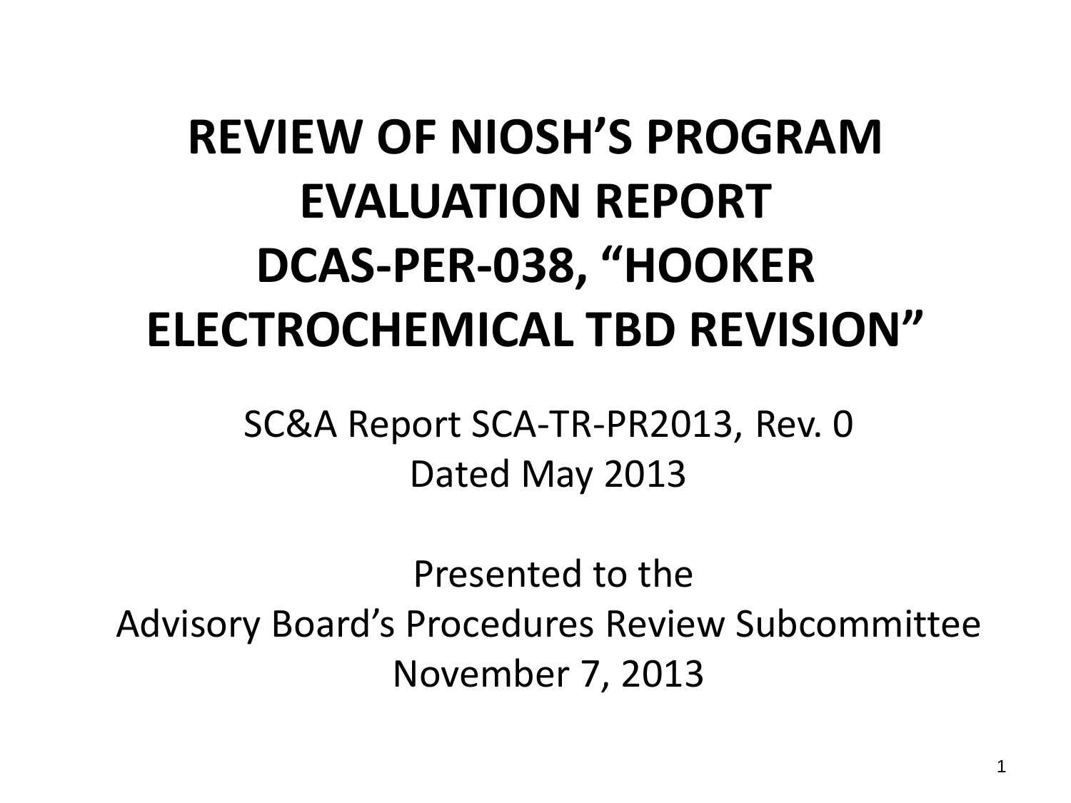# REVIEW OF NIOSH'S PROGRAM EVALUATION REPORT DCAS-PER-038, "HOOKER ELECTROCHEMICAL TBD REVISION"

SC&A Report SCA-TR-PR2013, Rev. 0
Dated May 2013

Presented to the
Advisory Board's Procedures Review Subcommittee
November 7, 2013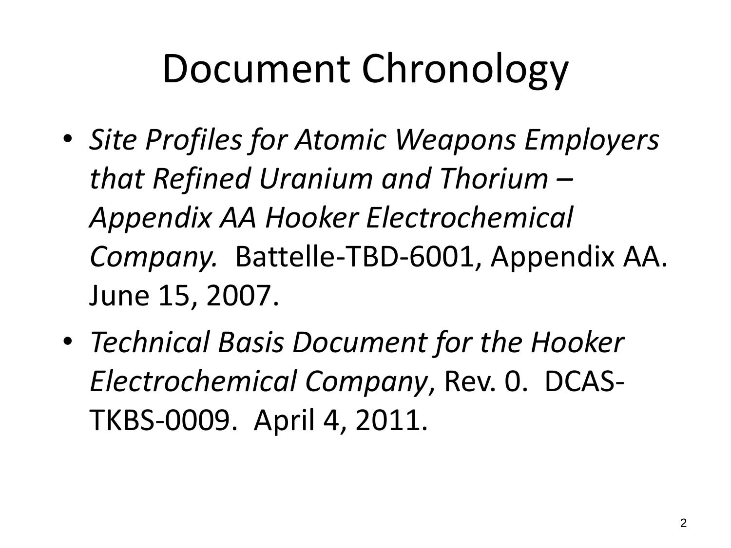# Document Chronology

- *Site Profiles for Atomic Weapons Employers that Refined Uranium and Thorium – Appendix AA Hooker Electrochemical Company.* Battelle-TBD-6001, Appendix AA. June 15, 2007.
- *Technical Basis Document for the Hooker Electrochemical Company*, Rev. 0. DCAS-TKBS-0009. April 4, 2011.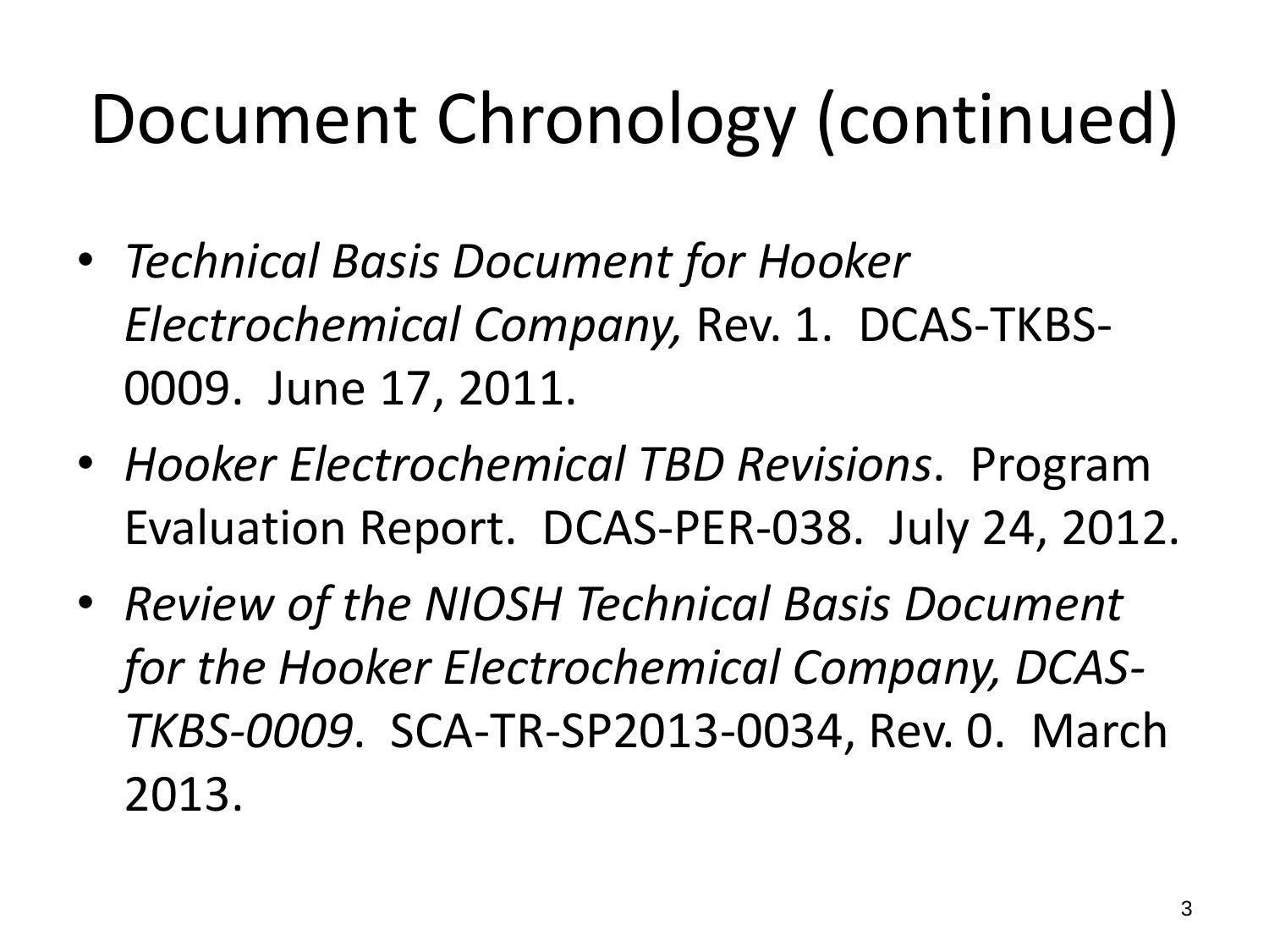# Document Chronology (continued)

- *Technical Basis Document for Hooker Electrochemical Company,* Rev. 1. DCAS-TKBS-0009. June 17, 2011.
- *Hooker Electrochemical TBD Revisions*. Program Evaluation Report. DCAS-PER-038. July 24, 2012.
- *Review of the NIOSH Technical Basis Document for the Hooker Electrochemical Company, DCAS-TKBS-0009*. SCA-TR-SP2013-0034, Rev. 0. March 2013.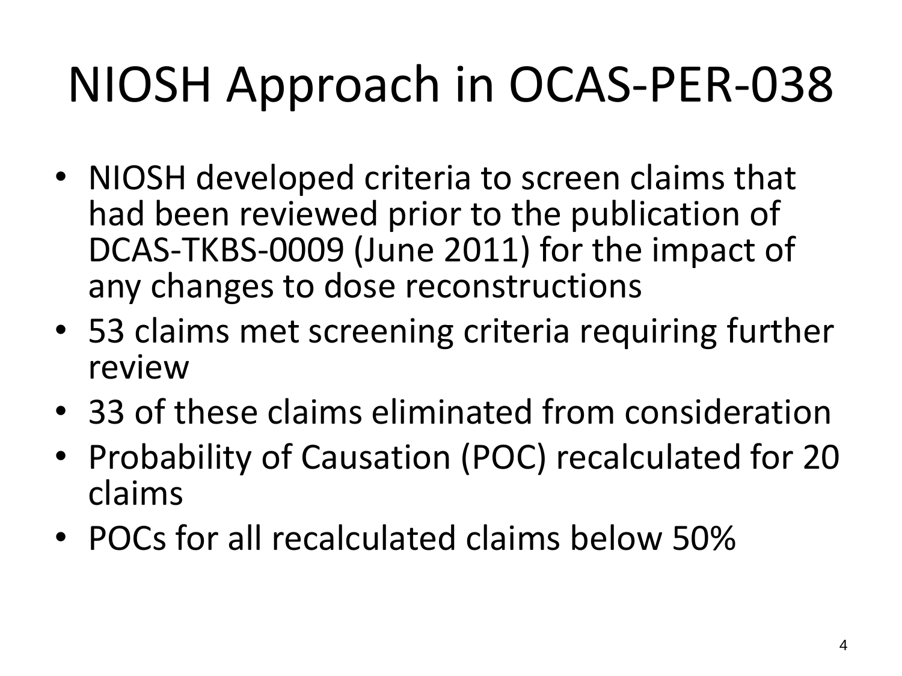# NIOSH Approach in OCAS-PER-038

- NIOSH developed criteria to screen claims that had been reviewed prior to the publication of DCAS-TKBS-0009 (June 2011) for the impact of any changes to dose reconstructions
- 53 claims met screening criteria requiring further review
- 33 of these claims eliminated from consideration
- Probability of Causation (POC) recalculated for 20 claims
- POCs for all recalculated claims below 50%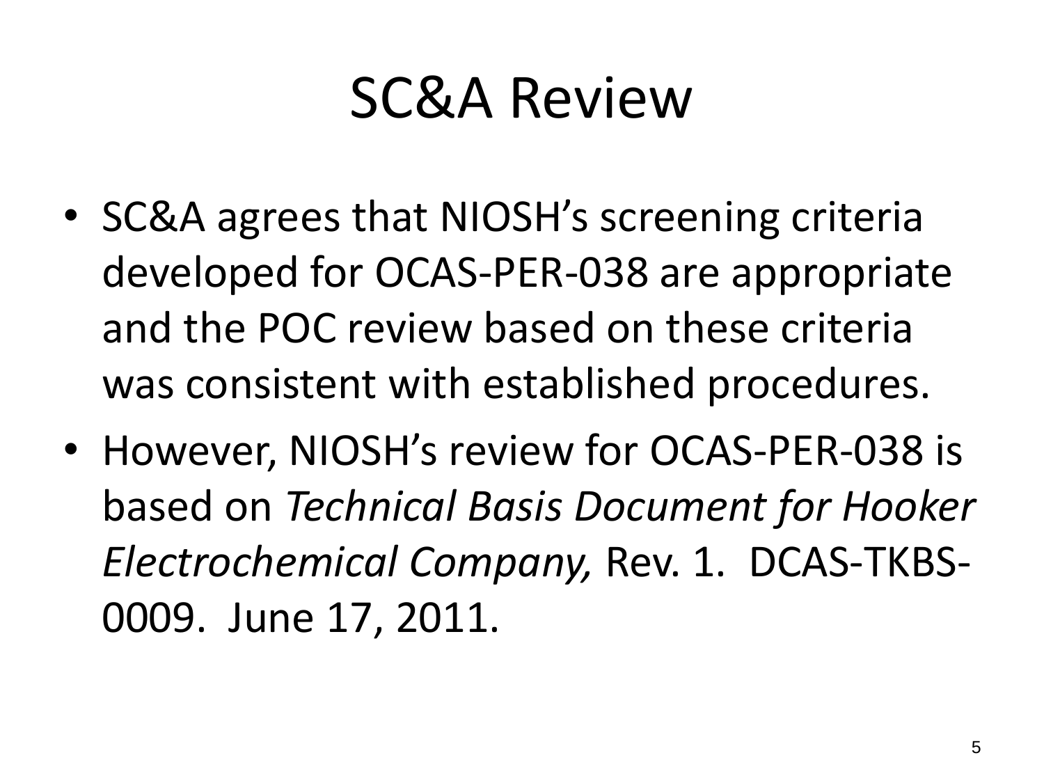# SC&A Review

- SC&A agrees that NIOSH's screening criteria developed for OCAS-PER-038 are appropriate and the POC review based on these criteria was consistent with established procedures.
- However, NIOSH's review for OCAS-PER-038 is based on *Technical Basis Document for Hooker Electrochemical Company,* Rev. 1. DCAS-TKBS-0009. June 17, 2011.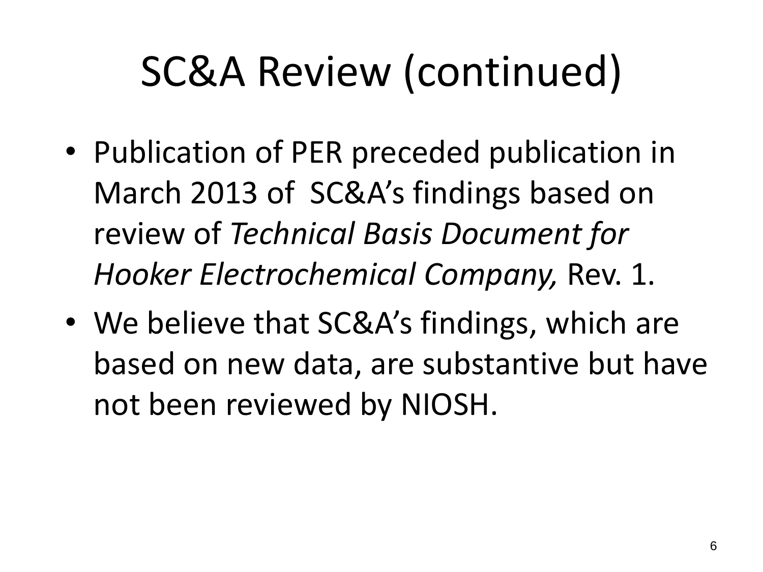# SC&A Review (continued)

- Publication of PER preceded publication in March 2013 of SC&A's findings based on review of *Technical Basis Document for Hooker Electrochemical Company,* Rev. 1.
- We believe that SC&A's findings, which are based on new data, are substantive but have not been reviewed by NIOSH.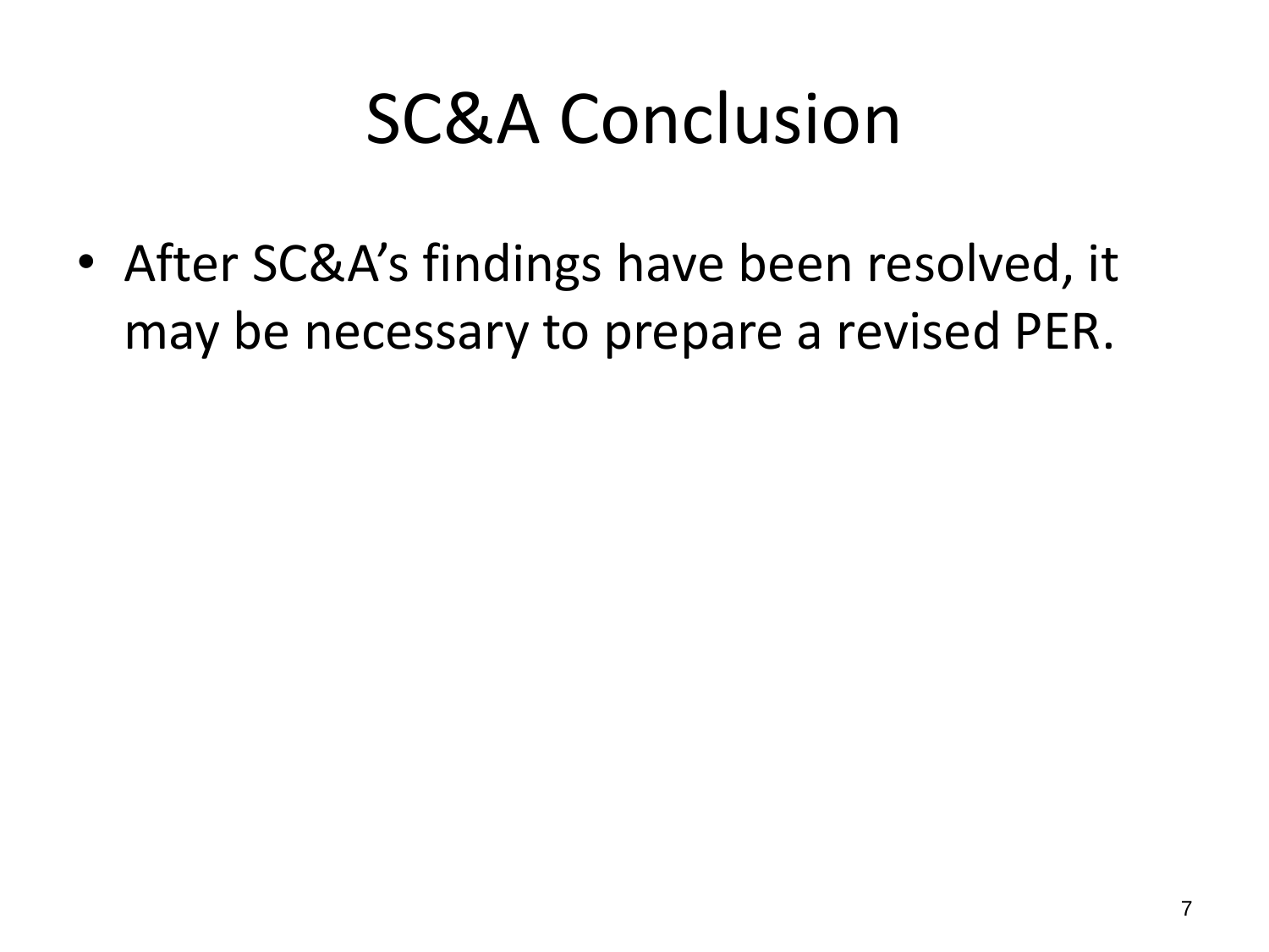# SC&A Conclusion

- After SC&A's findings have been resolved, it may be necessary to prepare a revised PER.